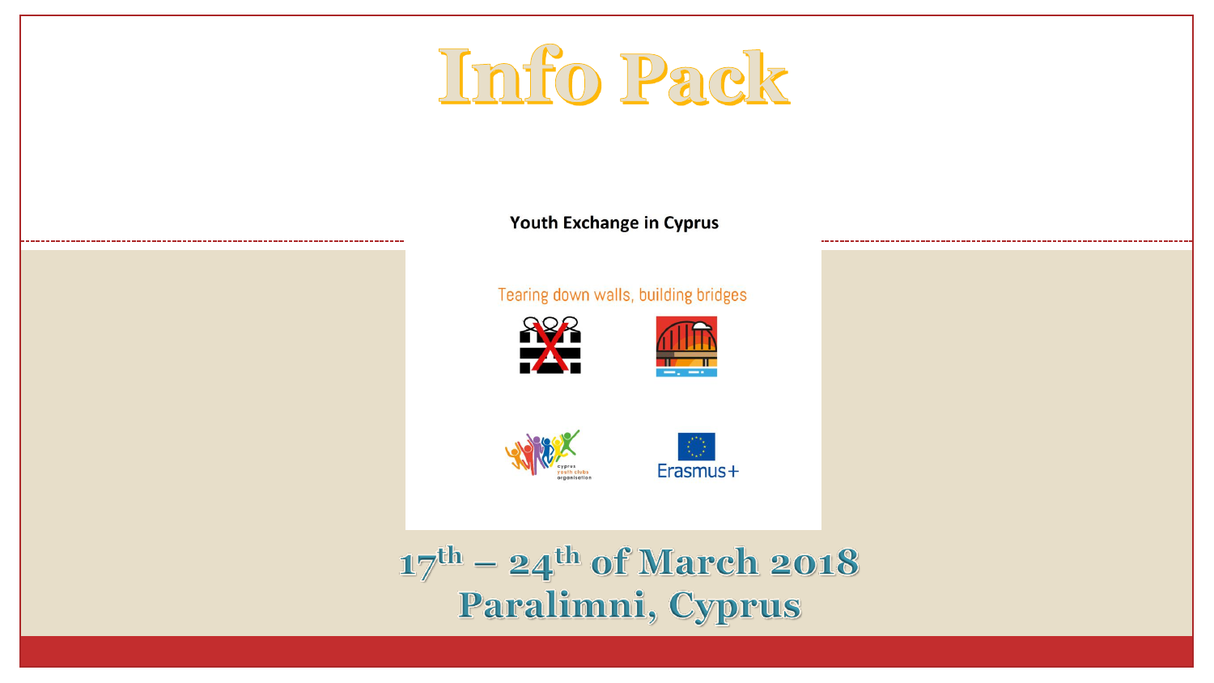# Info Pack

**Youth Exchange in Cyprus**

Tearing down walls, building bridges

cyprus youth clubs organisation

Erasmus+

## 17th – 24th of March 2018
## Paralimni, Cyprus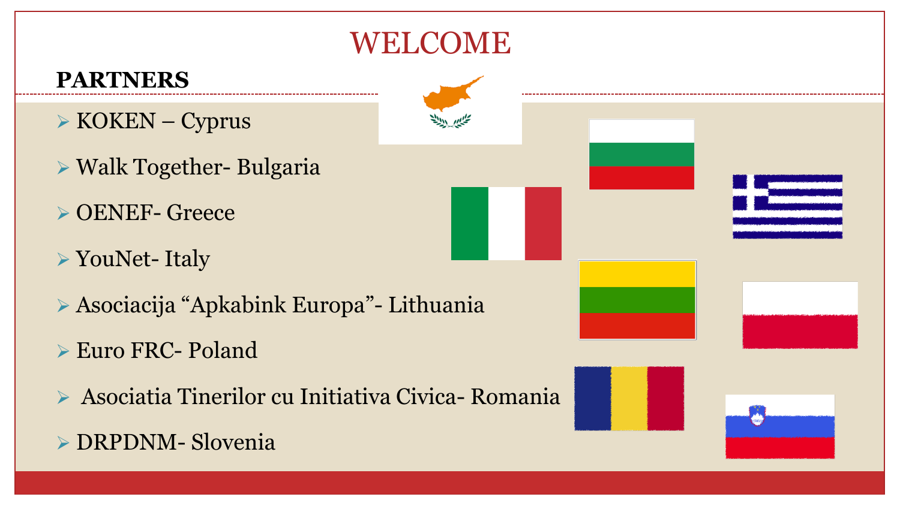# WELCOME

**PARTNERS**

- KOKEN – Cyprus
- Walk Together- Bulgaria
- OENEF- Greece
- YouNet- Italy
- Asociacija “Apkabink Europa”- Lithuania
- Euro FRC- Poland
- Asociatia Tinerilor cu Initiativa Civica- Romania
- DRPDNM- Slovenia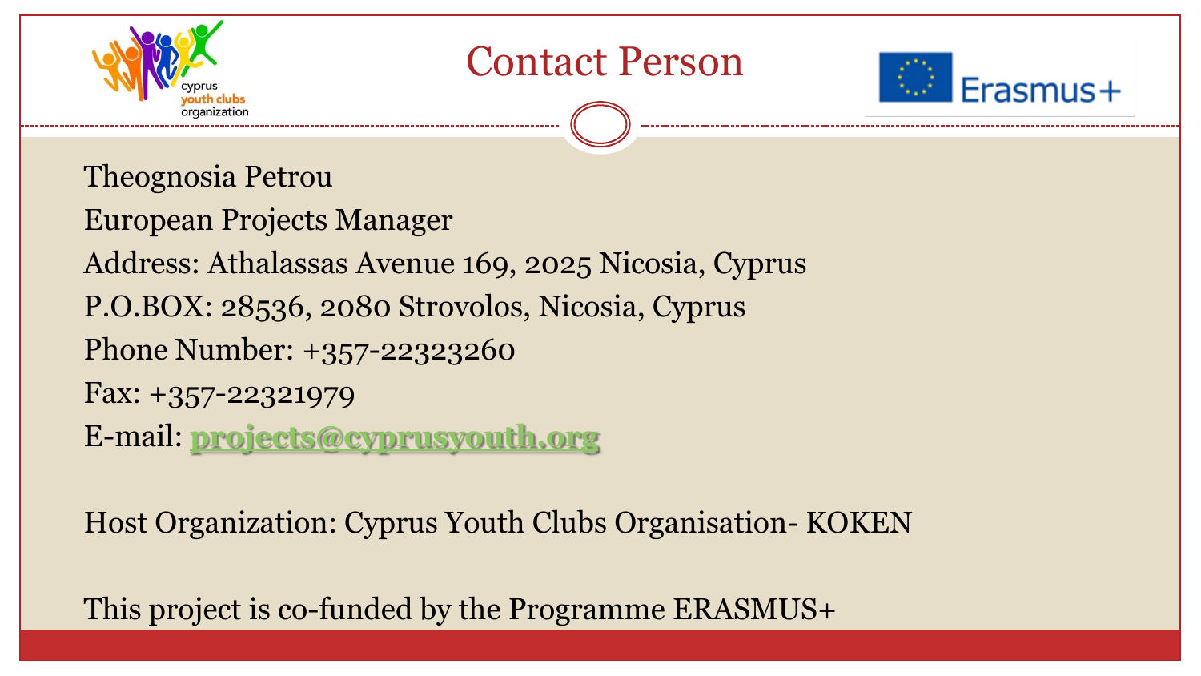# Contact Person

Theognosia Petrou

European Projects Manager

Address: Athalassas Avenue 169, 2025 Nicosia, Cyprus

P.O.BOX: 28536, 2080 Strovolos, Nicosia, Cyprus

Phone Number: +357-22323260

Fax: +357-22321979

E-mail: projects@cyprusyouth.org

Host Organization: Cyprus Youth Clubs Organisation- KOKEN

This project is co-funded by the Programme ERASMUS+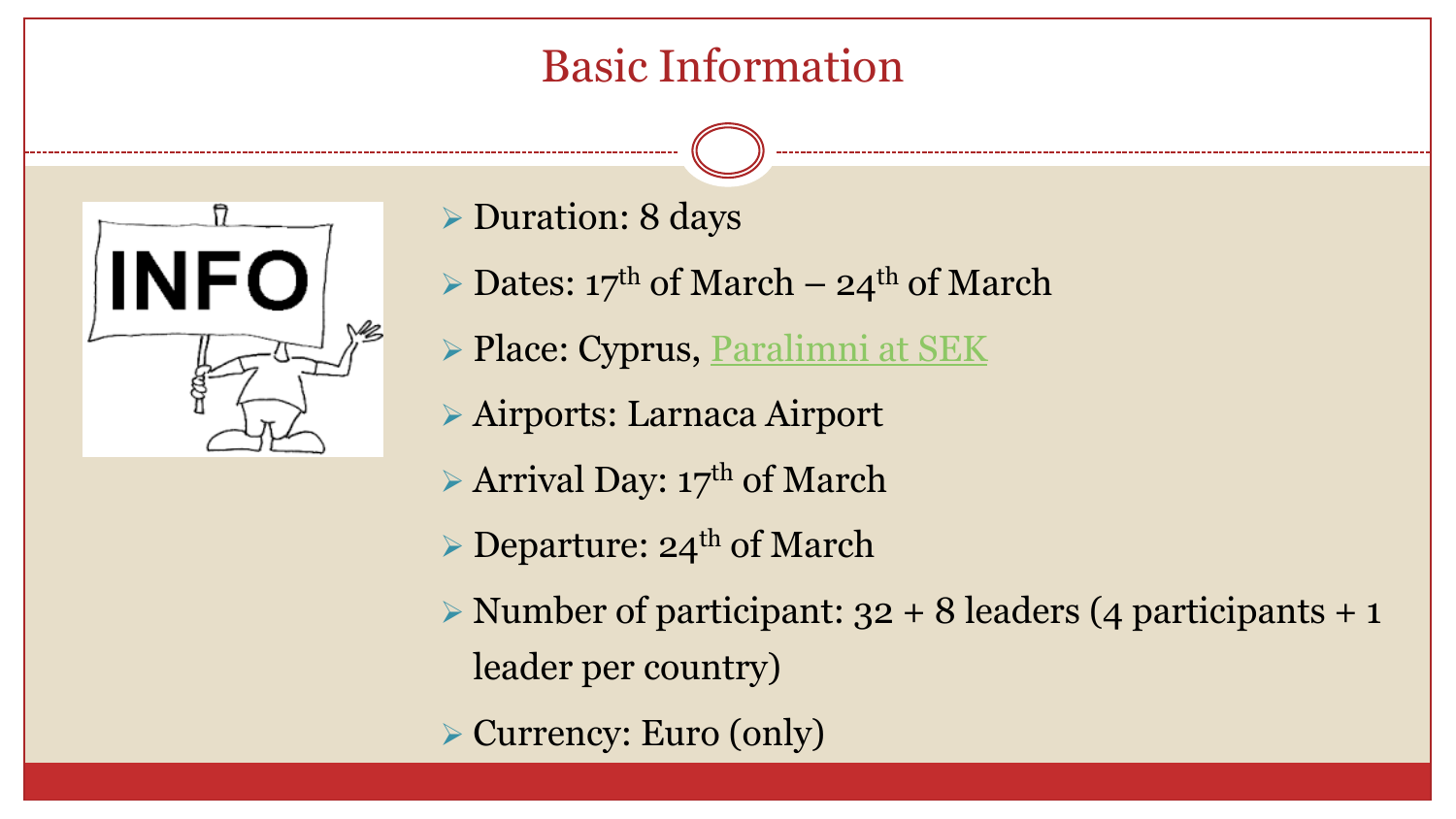# Basic Information

- Duration: 8 days
- Dates: 17th of March – 24th of March
- Place: Cyprus, Paralimni at SEK
- Airports: Larnaca Airport
- Arrival Day: 17th of March
- Departure: 24th of March
- Number of participant: 32 + 8 leaders (4 participants + 1 leader per country)
- Currency: Euro (only)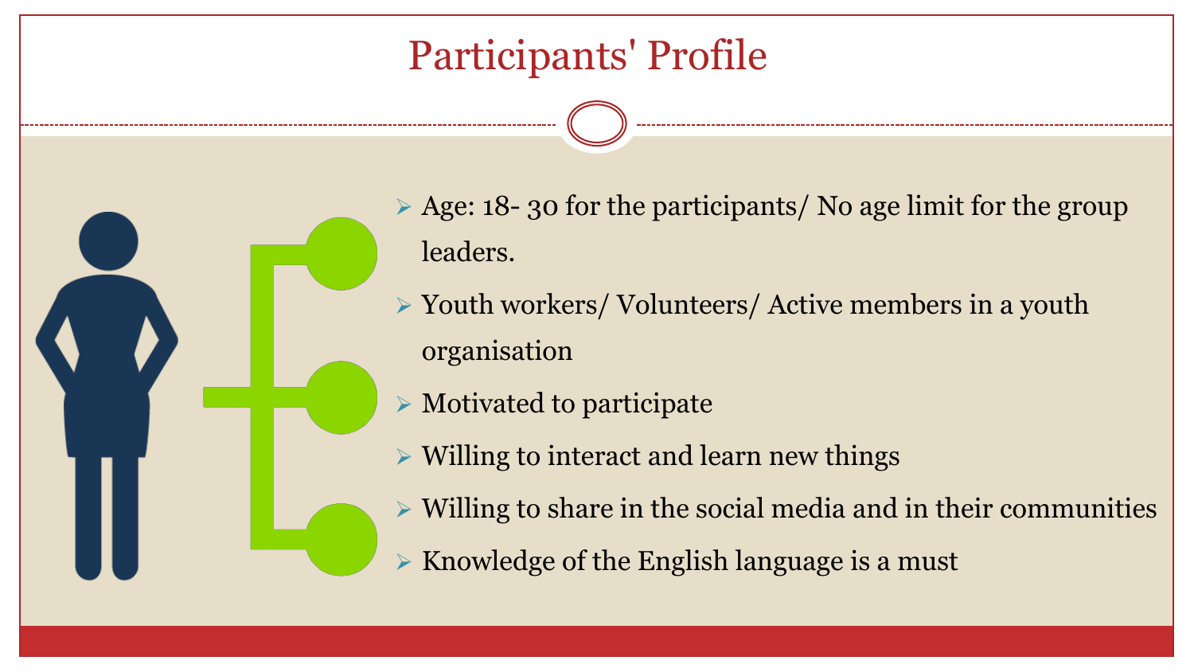# Participants' Profile

- Age: 18- 30 for the participants/ No age limit for the group leaders.
- Youth workers/ Volunteers/ Active members in a youth organisation
- Motivated to participate
- Willing to interact and learn new things
- Willing to share in the social media and in their communities
- Knowledge of the English language is a must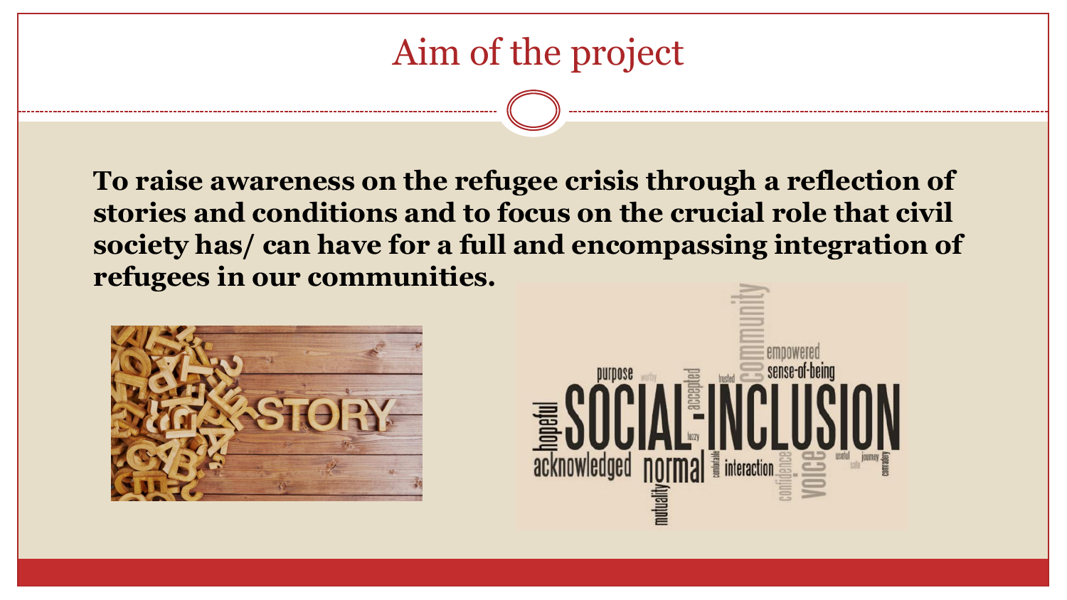# Aim of the project

**To raise awareness on the refugee crisis through a reflection of stories and conditions and to focus on the crucial role that civil society has/ can have for a full and encompassing integration of refugees in our communities.**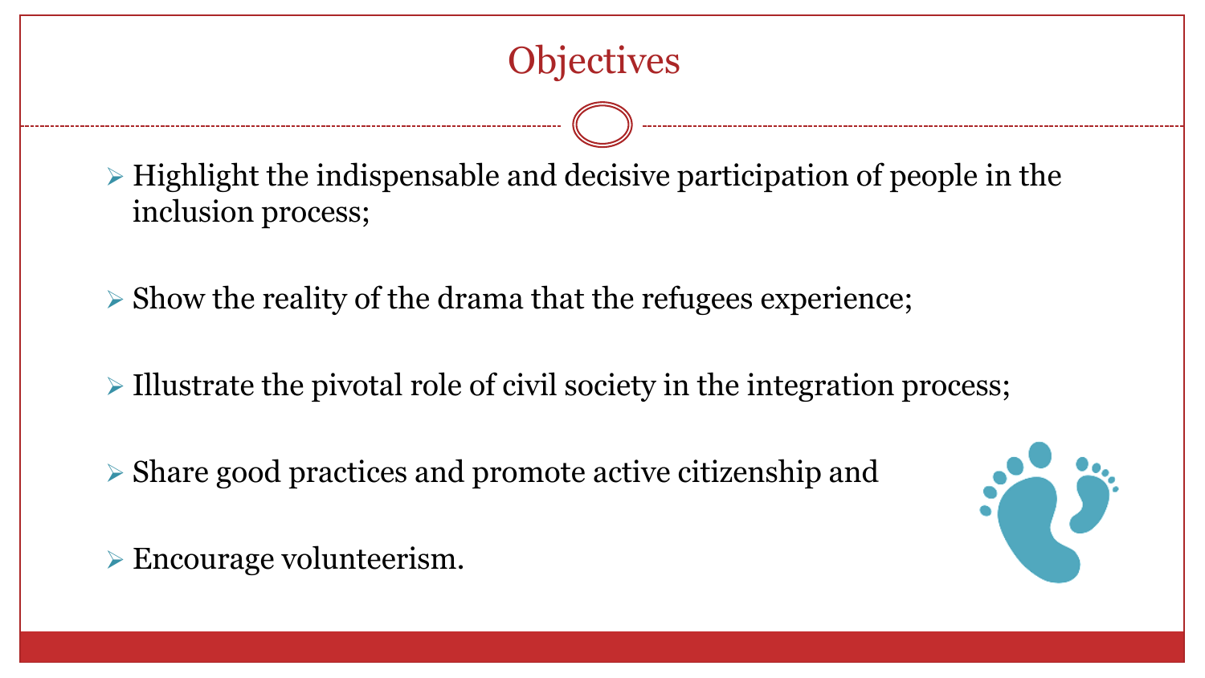# Objectives

- Highlight the indispensable and decisive participation of people in the inclusion process;
- Show the reality of the drama that the refugees experience;
- Illustrate the pivotal role of civil society in the integration process;
- Share good practices and promote active citizenship and
- Encourage volunteerism.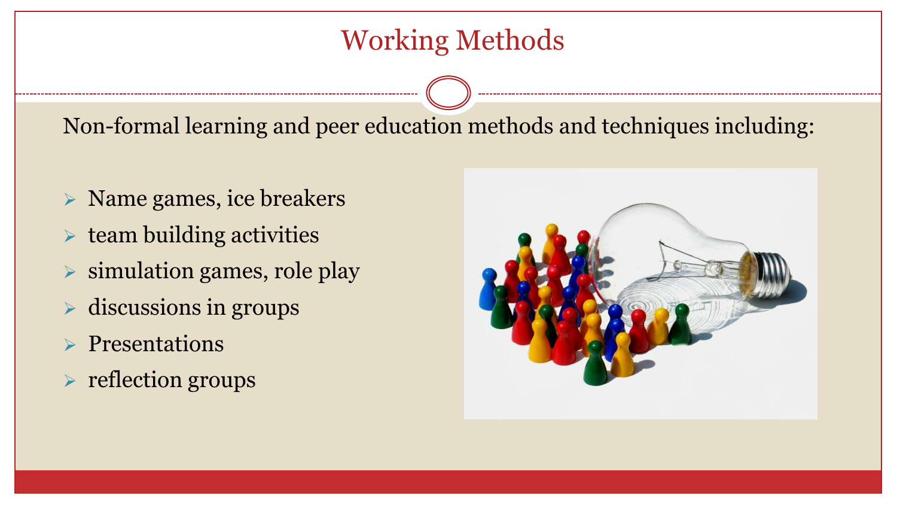# Working Methods

Non-formal learning and peer education methods and techniques including:

- Name games, ice breakers
- team building activities
- simulation games, role play
- discussions in groups
- Presentations
- reflection groups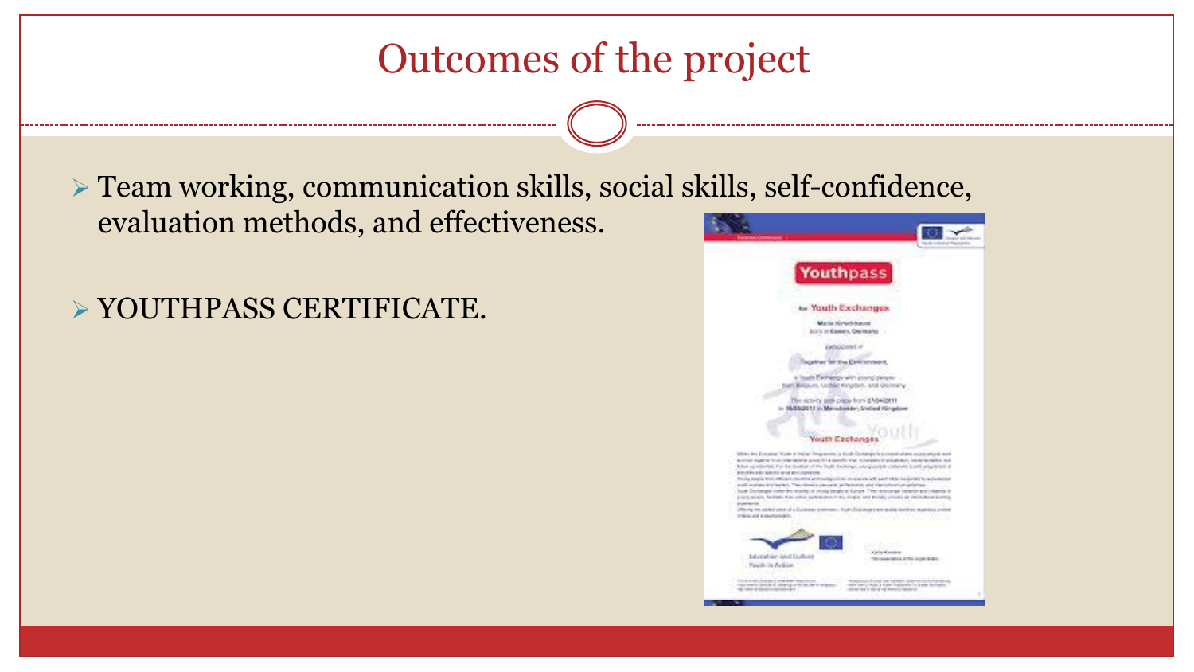# Outcomes of the project

- Team working, communication skills, social skills, self-confidence, evaluation methods, and effectiveness.
- YOUTHPASS CERTIFICATE.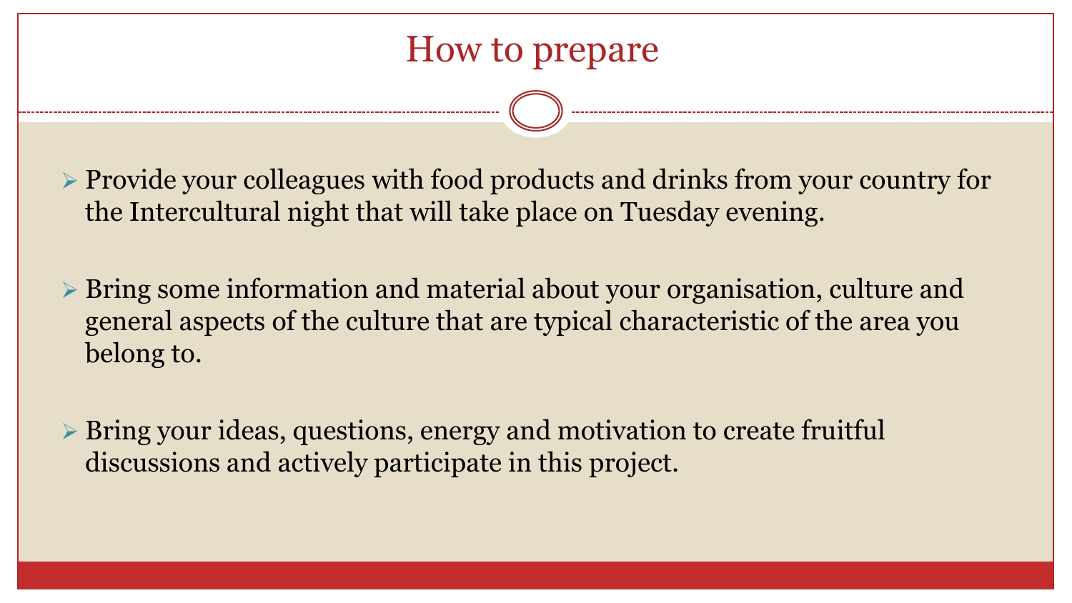# How to prepare

- Provide your colleagues with food products and drinks from your country for the Intercultural night that will take place on Tuesday evening.
- Bring some information and material about your organisation, culture and general aspects of the culture that are typical characteristic of the area you belong to.
- Bring your ideas, questions, energy and motivation to create fruitful discussions and actively participate in this project.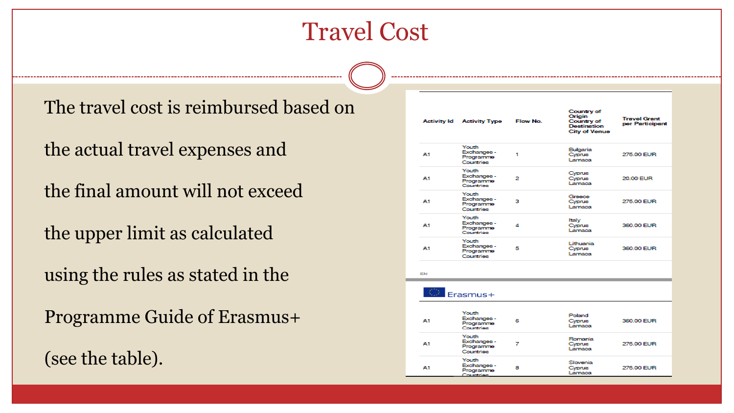# Travel Cost

The travel cost is reimbursed based on the actual travel expenses and the final amount will not exceed the upper limit as calculated using the rules as stated in the Programme Guide of Erasmus+ (see the table).

| Activity Id | Activity Type | Flow No. | Country of Origin Country of Destination City of Venue | Travel Grant per Participant |
|---|---|---|---|---|
| A1 | Youth Exchanges - Programme Countries | 1 | Bulgaria Cyprus Larnaca | 275.00 EUR |
| A1 | Youth Exchanges - Programme Countries | 2 | Cyprus Cyprus Larnaca | 20.00 EUR |
| A1 | Youth Exchanges - Programme Countries | 3 | Greece Cyprus Larnaca | 275.00 EUR |
| A1 | Youth Exchanges - Programme Countries | 4 | Italy Cyprus Larnaca | 360.00 EUR |
| A1 | Youth Exchanges - Programme Countries | 5 | Lithuania Cyprus Larnaca | 360.00 EUR |
| A1 | Youth Exchanges - Programme Countries | 6 | Poland Cyprus Larnaca | 360.00 EUR |
| A1 | Youth Exchanges - Programme Countries | 7 | Romania Cyprus Larnaca | 275.00 EUR |
| A1 | Youth Exchanges - Programme Countries | 8 | Slovenia Cyprus Larnaca | 275.00 EUR |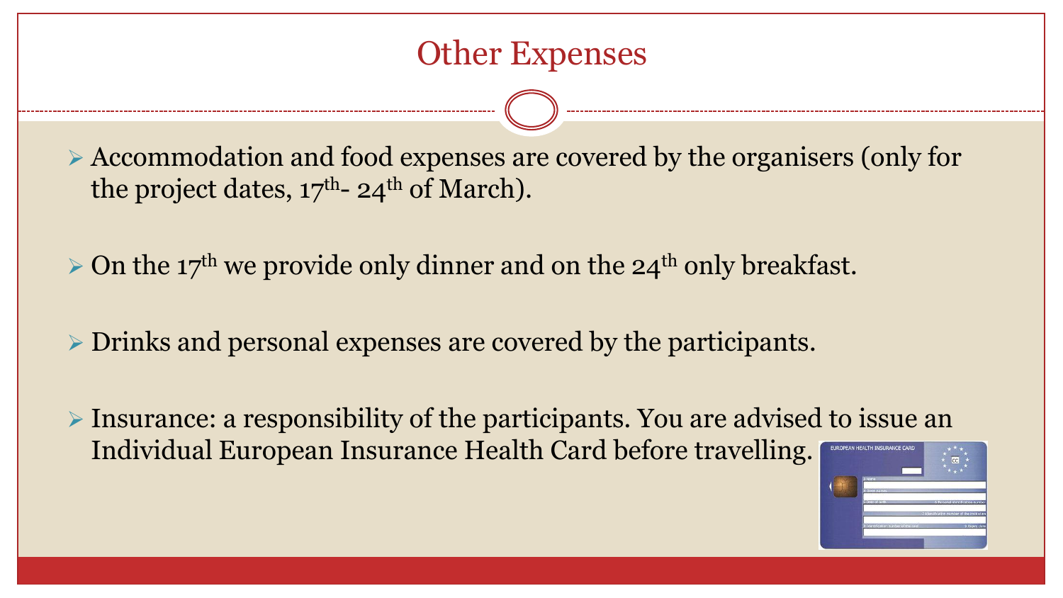# Other Expenses

- Accommodation and food expenses are covered by the organisers (only for the project dates, 17th- 24th of March).
- On the 17th we provide only dinner and on the 24th only breakfast.
- Drinks and personal expenses are covered by the participants.
- Insurance: a responsibility of the participants. You are advised to issue an Individual European Insurance Health Card before travelling.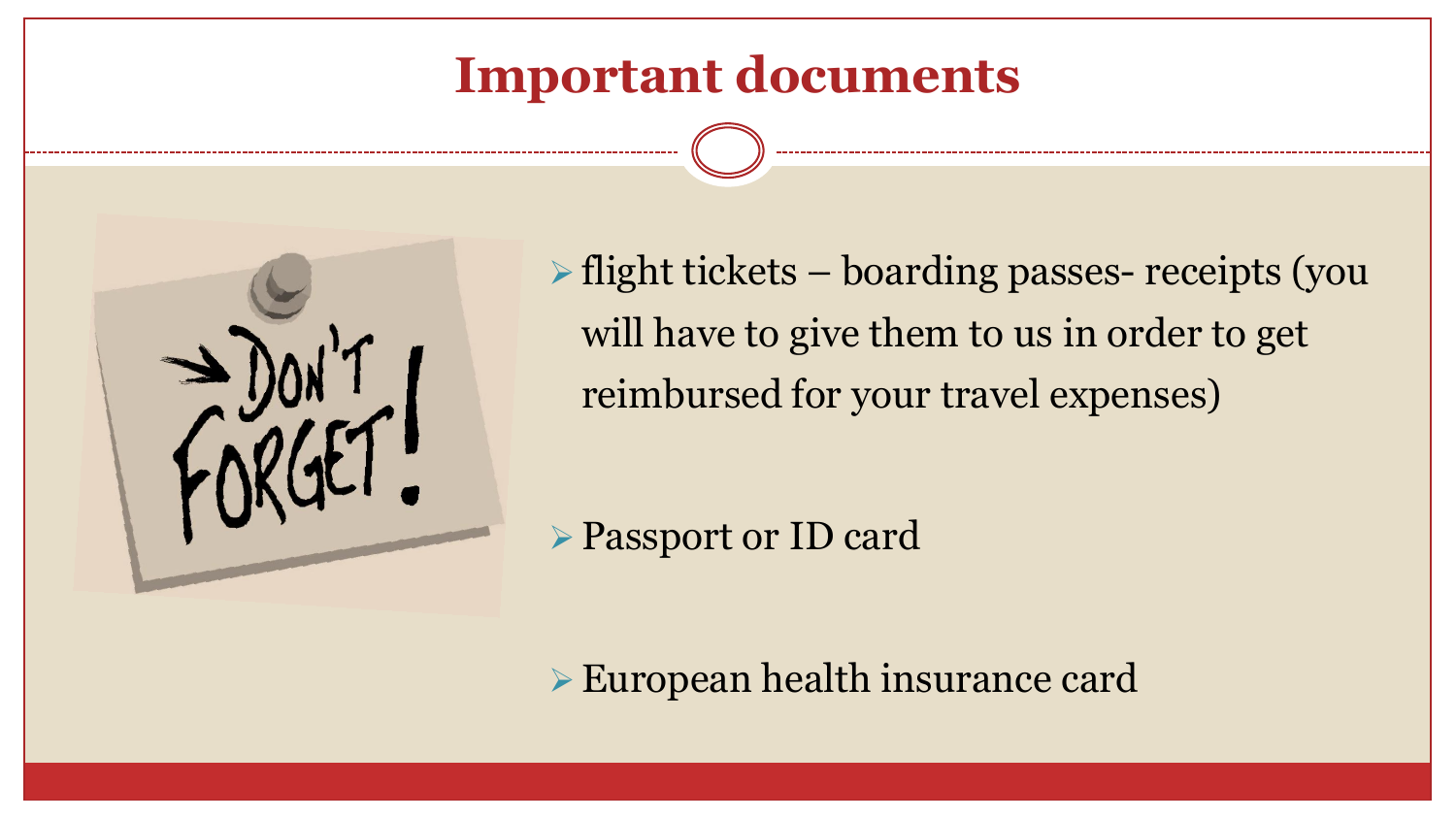# Important documents

- flight tickets – boarding passes- receipts (you will have to give them to us in order to get reimbursed for your travel expenses)
- Passport or ID card
- European health insurance card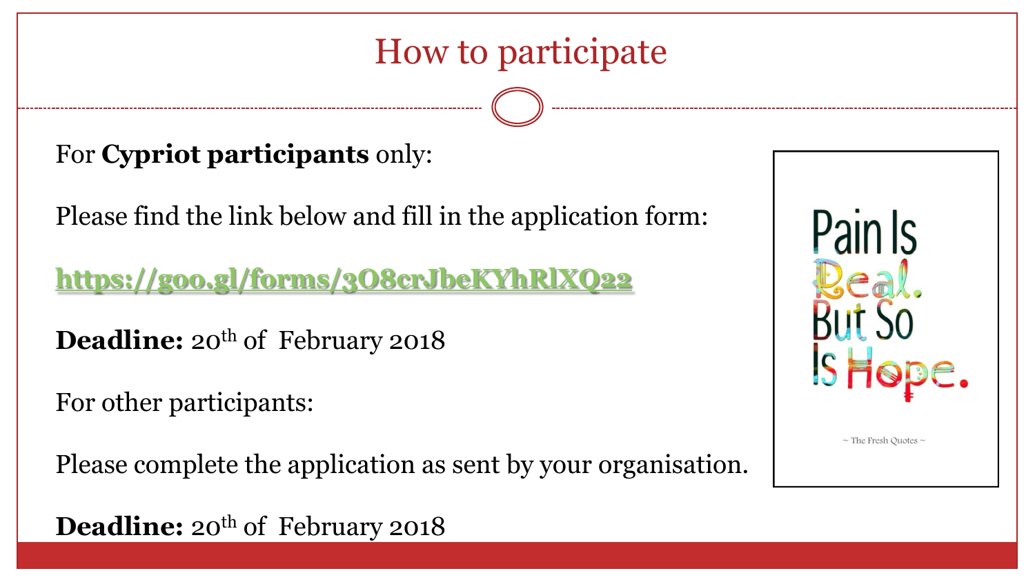# How to participate

For **Cypriot participants** only:

Please find the link below and fill in the application form:

https://goo.gl/forms/3O8crJbeKYhRlXQ22

**Deadline:** 20th of February 2018

For other participants:

Please complete the application as sent by your organisation.

**Deadline:** 20th of February 2018